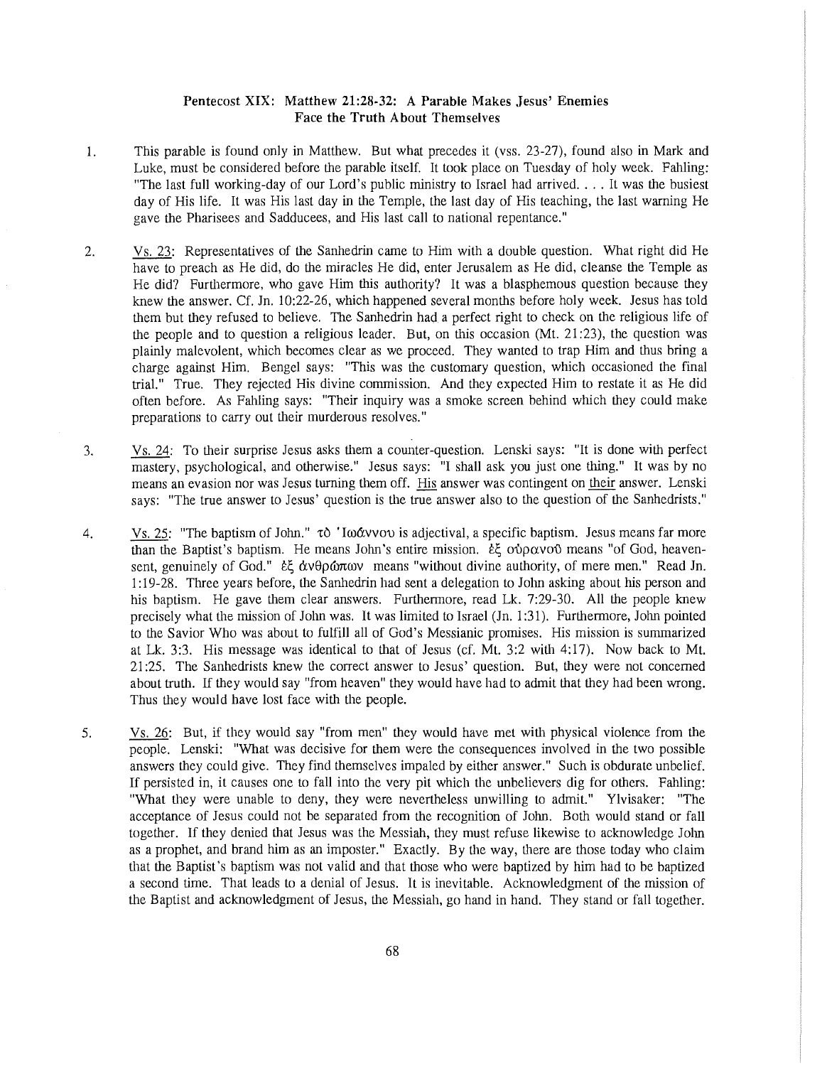## Pentecost XIX: Matthew 21:28-32: A Parable Makes Jesus' Enemies Face the Truth About Themselves

1. This parable is found only in Matthew. But what precedes it (vss. 23-27), found also in Mark and Luke, must be considered before the parable itself. It took place on Tuesday of holy week. Fahling: "The last full working-day of our Lord's public ministry to Israel had arrived. . . . It was the busiest day of His life. It was His last day in the Temple, the last day of His teaching, the last warning He gave the Pharisees and Sadducees, and His last call to national repentance."

2. Vs. 23: Representatives of the Sanhedrin came to Him with a double question. What right did He have to preach as He did, do the miracles He did, enter Jerusalem as He did, cleanse the Temple as He did? Furthermore, who gave Him this authority? It was a blasphemous question because they knew the answer. Cf. Jn. 10:22-26, which happened several months before holy week. Jesus has told them but they refused to believe. The Sanhedrin had a perfect right to check on the religious life of the people and to question a religious leader. But, on this occasion (Mt. 21:23), the question was plainly malevolent, which becomes clear as we proceed. They wanted to trap Him and thus bring a charge against Him. Bengel says: "This was the customary question, which occasioned the final trial." True. They rejected His divine commission. And they expected Him to restate it as He did often before. As Fahling says: "Their inquiry was a smoke screen behind which they could make preparations to carry out their murderous resolves."

3. Vs. 24: To their surprise Jesus asks them a counter-question. Lenski says: "It is done with perfect mastery, psychological, and otherwise." Jesus says: "I shall ask you just one thing." It was by no means an evasion nor was Jesus turning them off. His answer was contingent on their answer. Lenski says: "The true answer to Jesus' question is the true answer also to the question of the Sanhedrists."

4. Vs. 25: "The baptism of John." τὸ Ἰωάννου is adjectival, a specific baptism. Jesus means far more than the Baptist's baptism. He means John's entire mission. ἐξ οὐρανοῦ means "of God, heaven-sent, genuinely of God." ἐξ ἀνθρώπων means "without divine authority, of mere men." Read Jn. 1:19-28. Three years before, the Sanhedrin had sent a delegation to John asking about his person and his baptism. He gave them clear answers. Furthermore, read Lk. 7:29-30. All the people knew precisely what the mission of John was. It was limited to Israel (Jn. 1:31). Furthermore, John pointed to the Savior Who was about to fulfill all of God's Messianic promises. His mission is summarized at Lk. 3:3. His message was identical to that of Jesus (cf. Mt. 3:2 with 4:17). Now back to Mt. 21:25. The Sanhedrists knew the correct answer to Jesus' question. But, they were not concerned about truth. If they would say "from heaven" they would have had to admit that they had been wrong. Thus they would have lost face with the people.

5. Vs. 26: But, if they would say "from men" they would have met with physical violence from the people. Lenski: "What was decisive for them were the consequences involved in the two possible answers they could give. They find themselves impaled by either answer." Such is obdurate unbelief. If persisted in, it causes one to fall into the very pit which the unbelievers dig for others. Fahling: "What they were unable to deny, they were nevertheless unwilling to admit." Ylvisaker: "The acceptance of Jesus could not be separated from the recognition of John. Both would stand or fall together. If they denied that Jesus was the Messiah, they must refuse likewise to acknowledge John as a prophet, and brand him as an imposter." Exactly. By the way, there are those today who claim that the Baptist's baptism was not valid and that those who were baptized by him had to be baptized a second time. That leads to a denial of Jesus. It is inevitable. Acknowledgment of the mission of the Baptist and acknowledgment of Jesus, the Messiah, go hand in hand. They stand or fall together.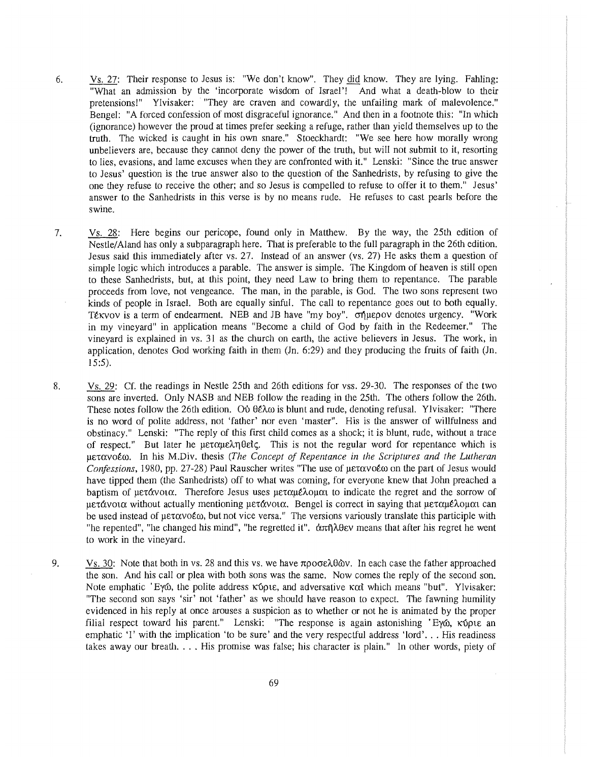6. Vs. 27: Their response to Jesus is: "We don't know". They did know. They are lying. Fahling: "What an admission by the 'incorporate wisdom of Israel'! And what a death-blow to their pretensions!" Ylvisaker: "They are craven and cowardly, the unfailing mark of malevolence." Bengel: "A forced confession of most disgraceful ignorance." And then in a footnote this: "In which (ignorance) however the proud at times prefer seeking a refuge, rather than yield themselves up to the truth. The wicked is caught in his own snare." Stoeckhardt: "We see here how morally wrong unbelievers are, because they cannot deny the power of the truth, but will not submit to it, resorting to lies, evasions, and lame excuses when they are confronted with it." Lenski: "Since the true answer to Jesus' question is the true answer also to the question of the Sanhedrists, by refusing to give the one they refuse to receive the other; and so Jesus is compelled to refuse to offer it to them." Jesus' answer to the Sanhedrists in this verse is by no means rude. He refuses to cast pearls before the swine.

7. Vs. 28: Here begins our pericope, found only in Matthew. By the way, the 25th edition of Nestle/Aland has only a subparagraph here. That is preferable to the full paragraph in the 26th edition. Jesus said this immediately after vs. 27. Instead of an answer (vs. 27) He asks them a question of simple logic which introduces a parable. The answer is simple. The Kingdom of heaven is still open to these Sanhedrists, but, at this point, they need Law to bring them to repentance. The parable proceeds from love, not vengeance. The man, in the parable, is God. The two sons represent two kinds of people in Israel. Both are equally sinful. The call to repentance goes out to both equally. Τέκνον is a term of endearment. NEB and JB have "my boy". σήμερον denotes urgency. "Work in my vineyard" in application means "Become a child of God by faith in the Redeemer." The vineyard is explained in vs. 31 as the church on earth, the active believers in Jesus. The work, in application, denotes God working faith in them (Jn. 6:29) and they producing the fruits of faith (Jn. 15:5).

8. Vs. 29: Cf. the readings in Nestle 25th and 26th editions for vss. 29-30. The responses of the two sons are inverted. Only NASB and NEB follow the reading in the 25th. The others follow the 26th. These notes follow the 26th edition. Οὐ θέλω is blunt and rude, denoting refusal. Ylvisaker: "There is no word of polite address, not 'father' nor even 'master". His is the answer of willfulness and obstinacy." Lenski: "The reply of this first child comes as a shock; it is blunt, rude, without a trace of respect." But later he μεταμεληθείς. This is not the regular word for repentance which is μετανοέω. In his M.Div. thesis (*The Concept of Repentance in the Scriptures and the Lutheran Confessions*, 1980, pp. 27-28) Paul Rauscher writes "The use of μετανοέω on the part of Jesus would have tipped them (the Sanhedrists) off to what was coming, for everyone knew that John preached a baptism of μετάνοια. Therefore Jesus uses μεταμέλομαι to indicate the regret and the sorrow of μετάνοια without actually mentioning μετάνοια. Bengel is correct in saying that μεταμέλομαι can be used instead of μετανοέω, but not vice versa." The versions variously translate this participle with "he repented", "he changed his mind", "he regretted it". ἀπῆλθεν means that after his regret he went to work in the vineyard.

9. Vs. 30: Note that both in vs. 28 and this vs. we have προσελθὼν. In each case the father approached the son. And his call or plea with both sons was the same. Now comes the reply of the second son. Note emphatic 'Εγώ, the polite address κύριε, and adversative καὶ which means "but". Ylvisaker: "The second son says 'sir' not 'father' as we should have reason to expect. The fawning humility evidenced in his reply at once arouses a suspicion as to whether or not he is animated by the proper filial respect toward his parent." Lenski: "The response is again astonishing 'Εγώ, κύριε an emphatic 'I' with the implication 'to be sure' and the very respectful address 'lord'. . . His readiness takes away our breath. . . . His promise was false; his character is plain." In other words, piety of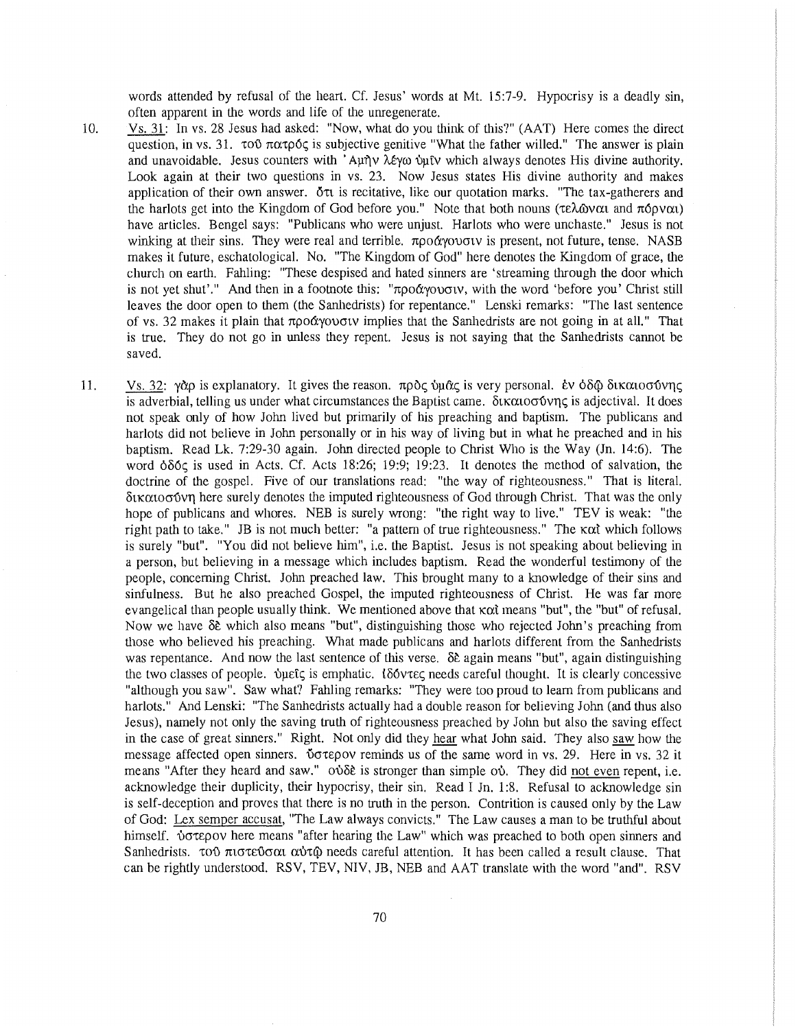words attended by refusal of the heart. Cf. Jesus' words at Mt. 15:7-9. Hypocrisy is a deadly sin, often apparent in the words and life of the unregenerate.

10. Vs. 31: In vs. 28 Jesus had asked: "Now, what do you think of this?" (AAT) Here comes the direct question, in vs. 31. τοῦ πατρός is subjective genitive "What the father willed." The answer is plain and unavoidable. Jesus counters with 'Αμὴν λέγω ὑμῖν which always denotes His divine authority. Look again at their two questions in vs. 23. Now Jesus states His divine authority and makes application of their own answer. ὅτι is recitative, like our quotation marks. "The tax-gatherers and the harlots get into the Kingdom of God before you." Note that both nouns (τελῶναι and πόρναι) have articles. Bengel says: "Publicans who were unjust. Harlots who were unchaste." Jesus is not winking at their sins. They were real and terrible. προάγουσιν is present, not future, tense. NASB makes it future, eschatological. No. "The Kingdom of God" here denotes the Kingdom of grace, the church on earth. Fahling: "These despised and hated sinners are 'streaming through the door which is not yet shut'." And then in a footnote this: "προάγουσιν, with the word 'before you' Christ still leaves the door open to them (the Sanhedrists) for repentance." Lenski remarks: "The last sentence of vs. 32 makes it plain that προάγουσιν implies that the Sanhedrists are not going in at all." That is true. They do not go in unless they repent. Jesus is not saying that the Sanhedrists cannot be saved.

11. Vs. 32: γὰρ is explanatory. It gives the reason. πρὸς ὑμᾶς is very personal. ἐν ὁδῷ δικαιοσύνης is adverbial, telling us under what circumstances the Baptist came. δικαιοσύνης is adjectival. It does not speak only of how John lived but primarily of his preaching and baptism. The publicans and harlots did not believe in John personally or in his way of living but in what he preached and in his baptism. Read Lk. 7:29-30 again. John directed people to Christ Who is the Way (Jn. 14:6). The word ὁδός is used in Acts. Cf. Acts 18:26; 19:9; 19:23. It denotes the method of salvation, the doctrine of the gospel. Five of our translations read: "the way of righteousness." That is literal. δικαιοσύνη here surely denotes the imputed righteousness of God through Christ. That was the only hope of publicans and whores. NEB is surely wrong: "the right way to live." TEV is weak: "the right path to take." JB is not much better: "a pattern of true righteousness." The καὶ which follows is surely "but". "You did not believe him", i.e. the Baptist. Jesus is not speaking about believing in a person, but believing in a message which includes baptism. Read the wonderful testimony of the people, concerning Christ. John preached law. This brought many to a knowledge of their sins and sinfulness. But he also preached Gospel, the imputed righteousness of Christ. He was far more evangelical than people usually think. We mentioned above that καὶ means "but", the "but" of refusal. Now we have δὲ which also means "but", distinguishing those who rejected John's preaching from those who believed his preaching. What made publicans and harlots different from the Sanhedrists was repentance. And now the last sentence of this verse. δὲ again means "but", again distinguishing the two classes of people. ὑμεῖς is emphatic. ἰδόντες needs careful thought. It is clearly concessive "although you saw". Saw what? Fahling remarks: "They were too proud to learn from publicans and harlots." And Lenski: "The Sanhedrists actually had a double reason for believing John (and thus also Jesus), namely not only the saving truth of righteousness preached by John but also the saving effect in the case of great sinners." Right. Not only did they <u>hear</u> what John said. They also <u>saw</u> how the message affected open sinners. ὕστερον reminds us of the same word in vs. 29. Here in vs. 32 it means "After they heard and saw." οὐδὲ is stronger than simple οὐ. They did <u>not even</u> repent, i.e. acknowledge their duplicity, their hypocrisy, their sin. Read I Jn. 1:8. Refusal to acknowledge sin is self-deception and proves that there is no truth in the person. Contrition is caused only by the Law of God: <u>Lex semper accusat</u>, "The Law always convicts." The Law causes a man to be truthful about himself. ὕστερον here means "after hearing the Law" which was preached to both open sinners and Sanhedrists. τοῦ πιστεῦσαι αὐτῷ needs careful attention. It has been called a result clause. That can be rightly understood. RSV, TEV, NIV, JB, NEB and AAT translate with the word "and". RSV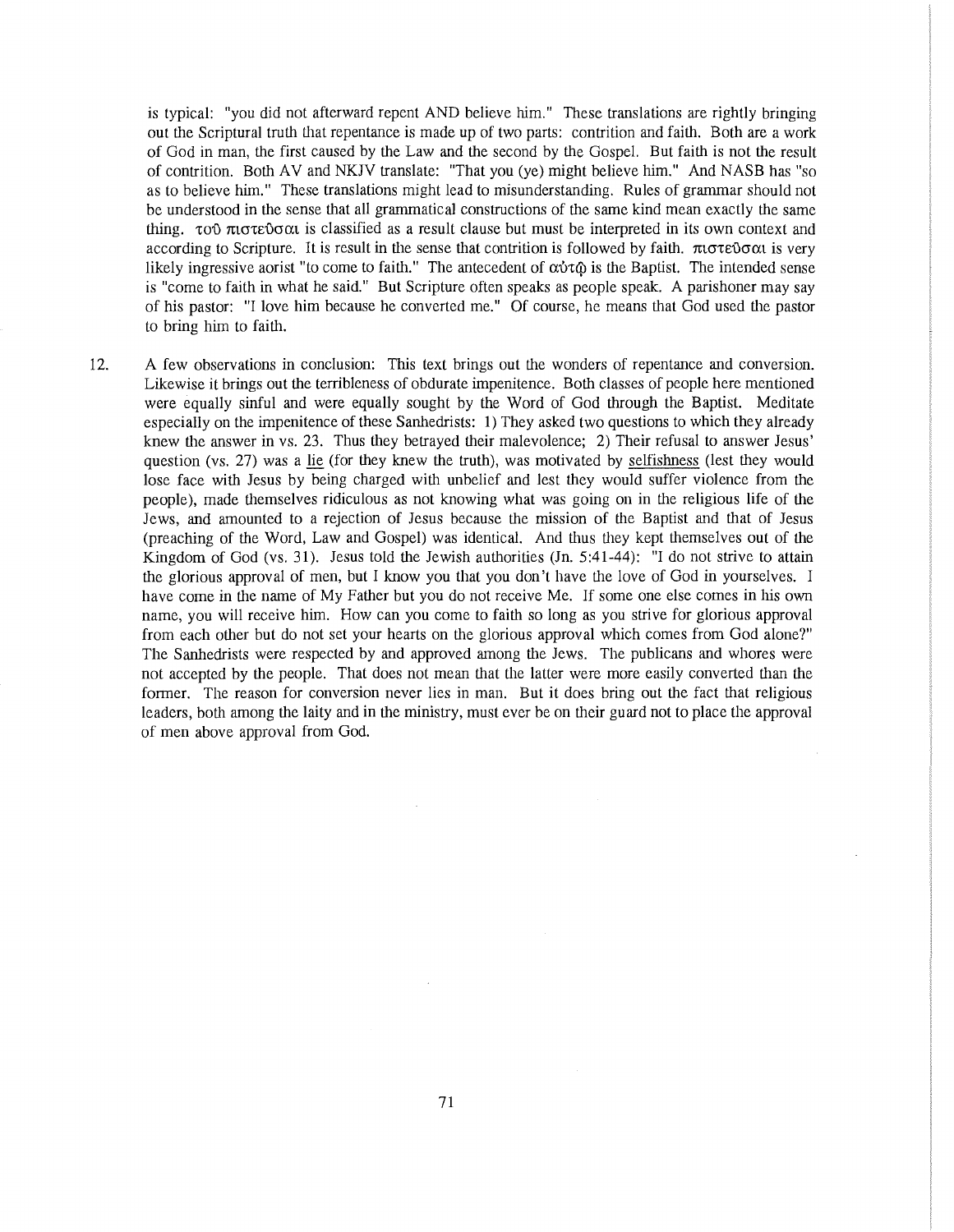is typical: "you did not afterward repent AND believe him." These translations are rightly bringing out the Scriptural truth that repentance is made up of two parts: contrition and faith. Both are a work of God in man, the first caused by the Law and the second by the Gospel. But faith is not the result of contrition. Both AV and NKJV translate: "That you (ye) might believe him." And NASB has "so as to believe him." These translations might lead to misunderstanding. Rules of grammar should not be understood in the sense that all grammatical constructions of the same kind mean exactly the same thing. τοῦ πιστεῦσαι is classified as a result clause but must be interpreted in its own context and according to Scripture. It is result in the sense that contrition is followed by faith. πιστεῦσαι is very likely ingressive aorist "to come to faith." The antecedent of αὐτῷ is the Baptist. The intended sense is "come to faith in what he said." But Scripture often speaks as people speak. A parishoner may say of his pastor: "I love him because he converted me." Of course, he means that God used the pastor to bring him to faith.

12. A few observations in conclusion: This text brings out the wonders of repentance and conversion. Likewise it brings out the terribleness of obdurate impenitence. Both classes of people here mentioned were equally sinful and were equally sought by the Word of God through the Baptist. Meditate especially on the impenitence of these Sanhedrists: 1) They asked two questions to which they already knew the answer in vs. 23. Thus they betrayed their malevolence; 2) Their refusal to answer Jesus' question (vs. 27) was a <u>lie</u> (for they knew the truth), was motivated by <u>selfishness</u> (lest they would lose face with Jesus by being charged with unbelief and lest they would suffer violence from the people), made themselves ridiculous as not knowing what was going on in the religious life of the Jews, and amounted to a rejection of Jesus because the mission of the Baptist and that of Jesus (preaching of the Word, Law and Gospel) was identical. And thus they kept themselves out of the Kingdom of God (vs. 31). Jesus told the Jewish authorities (Jn. 5:41-44): "I do not strive to attain the glorious approval of men, but I know you that you don't have the love of God in yourselves. I have come in the name of My Father but you do not receive Me. If some one else comes in his own name, you will receive him. How can you come to faith so long as you strive for glorious approval from each other but do not set your hearts on the glorious approval which comes from God alone?" The Sanhedrists were respected by and approved among the Jews. The publicans and whores were not accepted by the people. That does not mean that the latter were more easily converted than the former. The reason for conversion never lies in man. But it does bring out the fact that religious leaders, both among the laity and in the ministry, must ever be on their guard not to place the approval of men above approval from God.